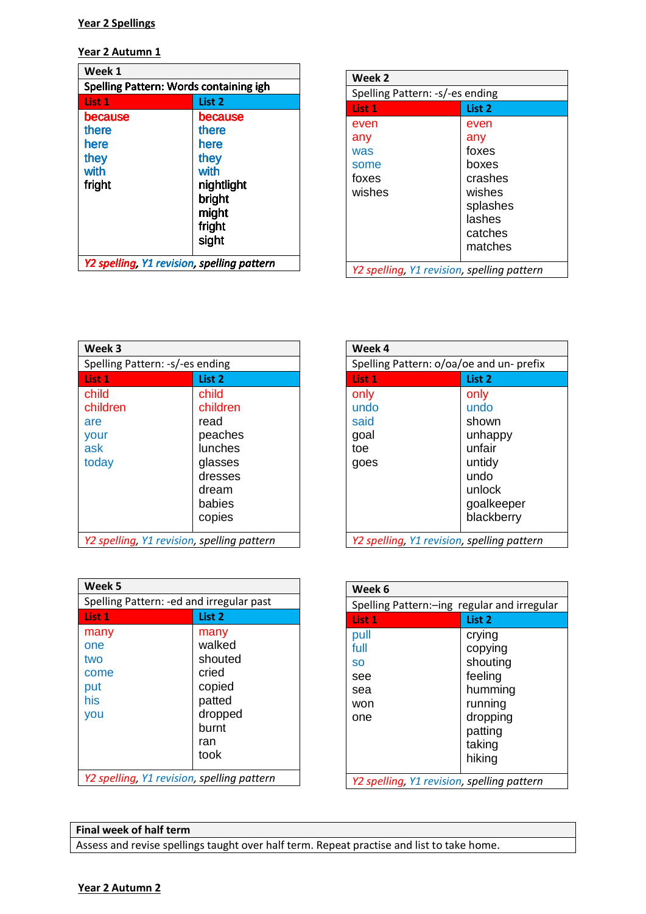## Year 2 Spellings

### Year 2 Autumn 1

**Week 1**

Spelling Pattern: Words containing igh

| List 1 | List 2 |
|---|---|
| because | because |
| there | there |
| here | here |
| they | they |
| with | with |
| fright | nightlight |
| | bright |
| | might |
| | fright |
| | sight |

*Y2 spelling, Y1 revision, spelling pattern*

**Week 2**

Spelling Pattern: -s/-es ending

| List 1 | List 2 |
|---|---|
| even | even |
| any | any |
| was | foxes |
| some | boxes |
| foxes | crashes |
| wishes | wishes |
| | splashes |
| | lashes |
| | catches |
| | matches |

*Y2 spelling, Y1 revision, spelling pattern*

**Week 3**

Spelling Pattern: -s/-es ending

| List 1 | List 2 |
|---|---|
| child | child |
| children | children |
| are | read |
| your | peaches |
| ask | lunches |
| today | glasses |
| | dresses |
| | dream |
| | babies |
| | copies |

*Y2 spelling, Y1 revision, spelling pattern*

**Week 4**

Spelling Pattern: o/oa/oe and un- prefix

| List 1 | List 2 |
|---|---|
| only | only |
| undo | undo |
| said | shown |
| goal | unhappy |
| toe | unfair |
| goes | untidy |
| | undo |
| | unlock |
| | goalkeeper |
| | blackberry |

*Y2 spelling, Y1 revision, spelling pattern*

**Week 5**

Spelling Pattern: -ed and irregular past

| List 1 | List 2 |
|---|---|
| many | many |
| one | walked |
| two | shouted |
| come | cried |
| put | copied |
| his | patted |
| you | dropped |
| | burnt |
| | ran |
| | took |

*Y2 spelling, Y1 revision, spelling pattern*

**Week 6**

Spelling Pattern:–ing regular and irregular

| List 1 | List 2 |
|---|---|
| pull | crying |
| full | copying |
| so | shouting |
| see | feeling |
| sea | humming |
| won | running |
| one | dropping |
| | patting |
| | taking |
| | hiking |

*Y2 spelling, Y1 revision, spelling pattern*

| Final week of half term |
|---|
| Assess and revise spellings taught over half term. Repeat practise and list to take home. |

### Year 2 Autumn 2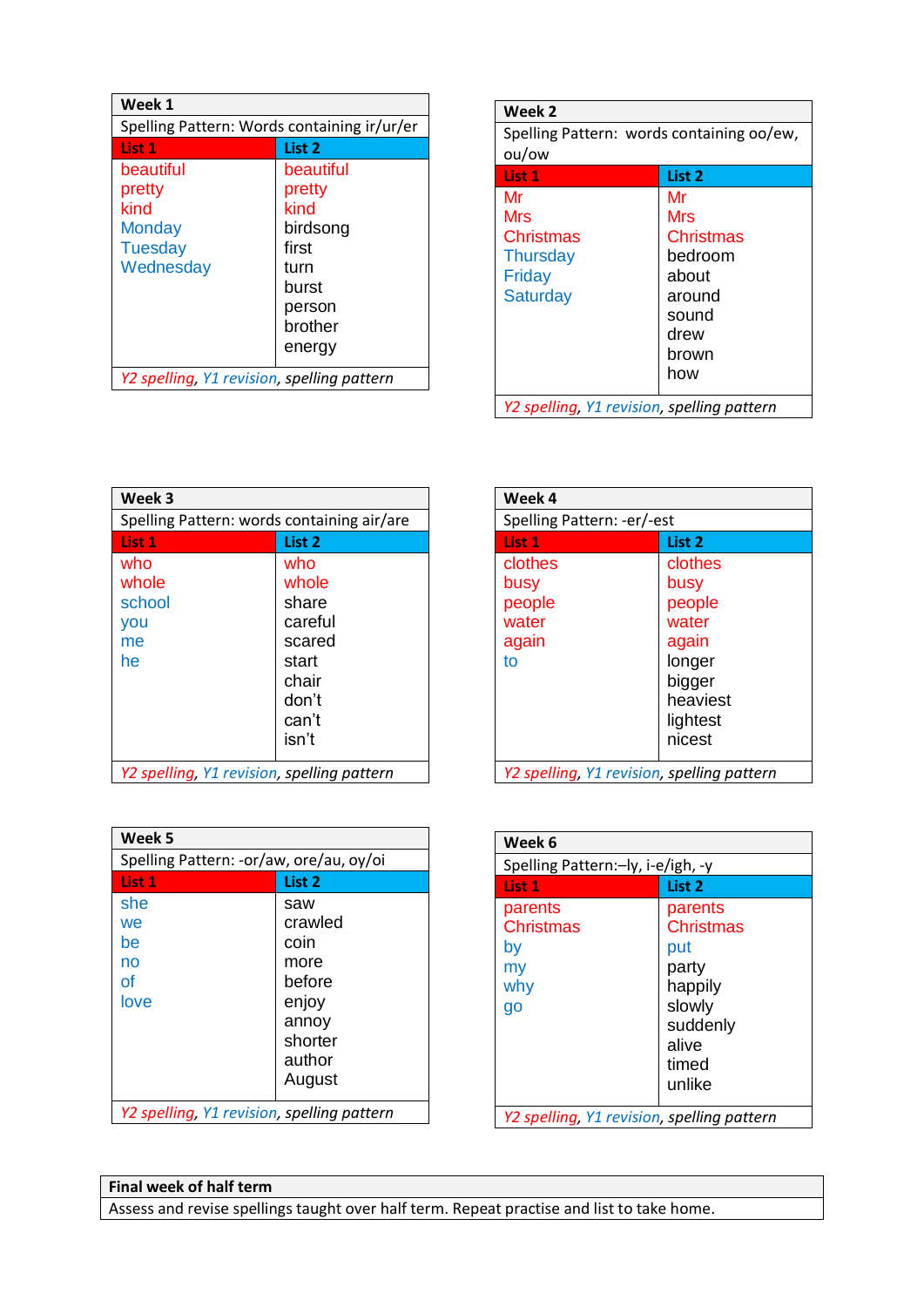| Week 1 | |
| --- | --- |
| Spelling Pattern: Words containing ir/ur/er | |
| List 1 | List 2 |
| beautiful | beautiful |
| pretty | pretty |
| kind | kind |
| Monday | birdsong |
| Tuesday | first |
| Wednesday | turn |
| | burst |
| | person |
| | brother |
| | energy |
| *Y2 spelling, Y1 revision, spelling pattern* | |

| Week 2 | |
| --- | --- |
| Spelling Pattern: words containing oo/ew, ou/ow | |
| List 1 | List 2 |
| Mr | Mr |
| Mrs | Mrs |
| Christmas | Christmas |
| Thursday | bedroom |
| Friday | about |
| Saturday | around |
| | sound |
| | drew |
| | brown |
| | how |
| *Y2 spelling, Y1 revision, spelling pattern* | |

| Week 3 | |
| --- | --- |
| Spelling Pattern: words containing air/are | |
| List 1 | List 2 |
| who | who |
| whole | whole |
| school | share |
| you | careful |
| me | scared |
| he | start |
| | chair |
| | don't |
| | can't |
| | isn't |
| *Y2 spelling, Y1 revision, spelling pattern* | |

| Week 4 | |
| --- | --- |
| Spelling Pattern: -er/-est | |
| List 1 | List 2 |
| clothes | clothes |
| busy | busy |
| people | people |
| water | water |
| again | again |
| to | longer |
| | bigger |
| | heaviest |
| | lightest |
| | nicest |
| *Y2 spelling, Y1 revision, spelling pattern* | |

| Week 5 | |
| --- | --- |
| Spelling Pattern: -or/aw, ore/au, oy/oi | |
| List 1 | List 2 |
| she | saw |
| we | crawled |
| be | coin |
| no | more |
| of | before |
| love | enjoy |
| | annoy |
| | shorter |
| | author |
| | August |
| *Y2 spelling, Y1 revision, spelling pattern* | |

| Week 6 | |
| --- | --- |
| Spelling Pattern:–ly, i-e/igh, -y | |
| List 1 | List 2 |
| parents | parents |
| Christmas | Christmas |
| by | put |
| my | party |
| why | happily |
| go | slowly |
| | suddenly |
| | alive |
| | timed |
| | unlike |
| *Y2 spelling, Y1 revision, spelling pattern* | |

| Final week of half term |
| --- |
| Assess and revise spellings taught over half term. Repeat practise and list to take home. |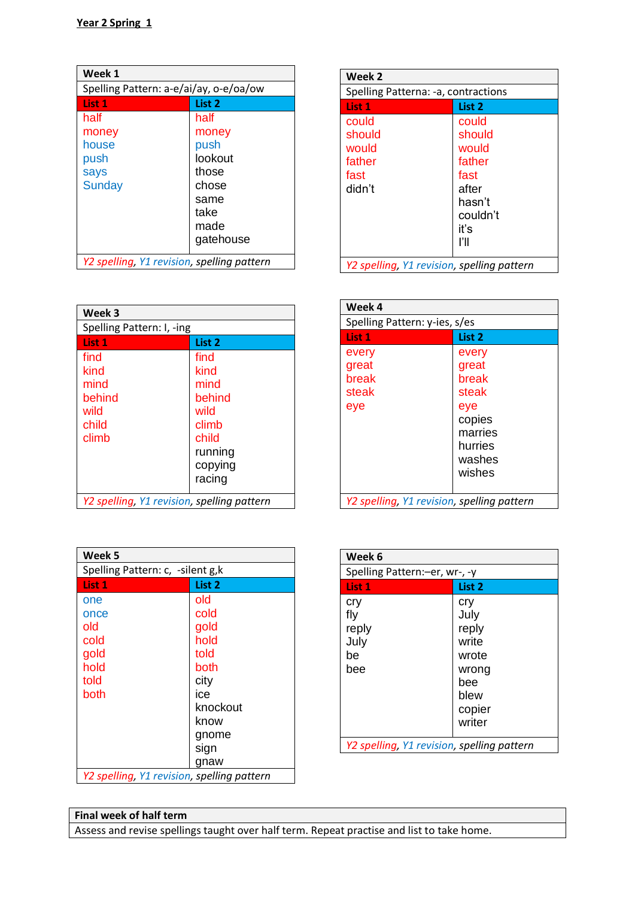**Year 2 Spring 1**

| Week 1 | |
|---|---|
| Spelling Pattern: a-e/ai/ay, o-e/oa/ow | |
| **List 1** | **List 2** |
| half | half |
| money | money |
| house | push |
| push | lookout |
| says | those |
| Sunday | chose |
| | same |
| | take |
| | made |
| | gatehouse |
| *Y2 spelling, Y1 revision, spelling pattern* | |

| Week 2 | |
|---|---|
| Spelling Patterna: -a, contractions | |
| **List 1** | **List 2** |
| could | could |
| should | should |
| would | would |
| father | father |
| fast | fast |
| didn't | after |
| | hasn't |
| | couldn't |
| | it's |
| | I'll |
| *Y2 spelling, Y1 revision, spelling pattern* | |

| Week 3 | |
|---|---|
| Spelling Pattern: I, -ing | |
| **List 1** | **List 2** |
| find | find |
| kind | kind |
| mind | mind |
| behind | behind |
| wild | wild |
| child | climb |
| climb | child |
| | running |
| | copying |
| | racing |
| *Y2 spelling, Y1 revision, spelling pattern* | |

| Week 4 | |
|---|---|
| Spelling Pattern: y-ies, s/es | |
| **List 1** | **List 2** |
| every | every |
| great | great |
| break | break |
| steak | steak |
| eye | eye |
| | copies |
| | marries |
| | hurries |
| | washes |
| | wishes |
| *Y2 spelling, Y1 revision, spelling pattern* | |

| Week 5 | |
|---|---|
| Spelling Pattern: c, -silent g,k | |
| **List 1** | **List 2** |
| one | old |
| once | cold |
| old | gold |
| cold | hold |
| gold | told |
| hold | both |
| told | city |
| both | ice |
| | knockout |
| | know |
| | gnome |
| | sign |
| | gnaw |
| *Y2 spelling, Y1 revision, spelling pattern* | |

| Week 6 | |
|---|---|
| Spelling Pattern:–er, wr-, -y | |
| **List 1** | **List 2** |
| cry | cry |
| fly | July |
| reply | reply |
| July | write |
| be | wrote |
| bee | wrong |
| | bee |
| | blew |
| | copier |
| | writer |
| *Y2 spelling, Y1 revision, spelling pattern* | |

| Final week of half term |
|---|
| Assess and revise spellings taught over half term. Repeat practise and list to take home. |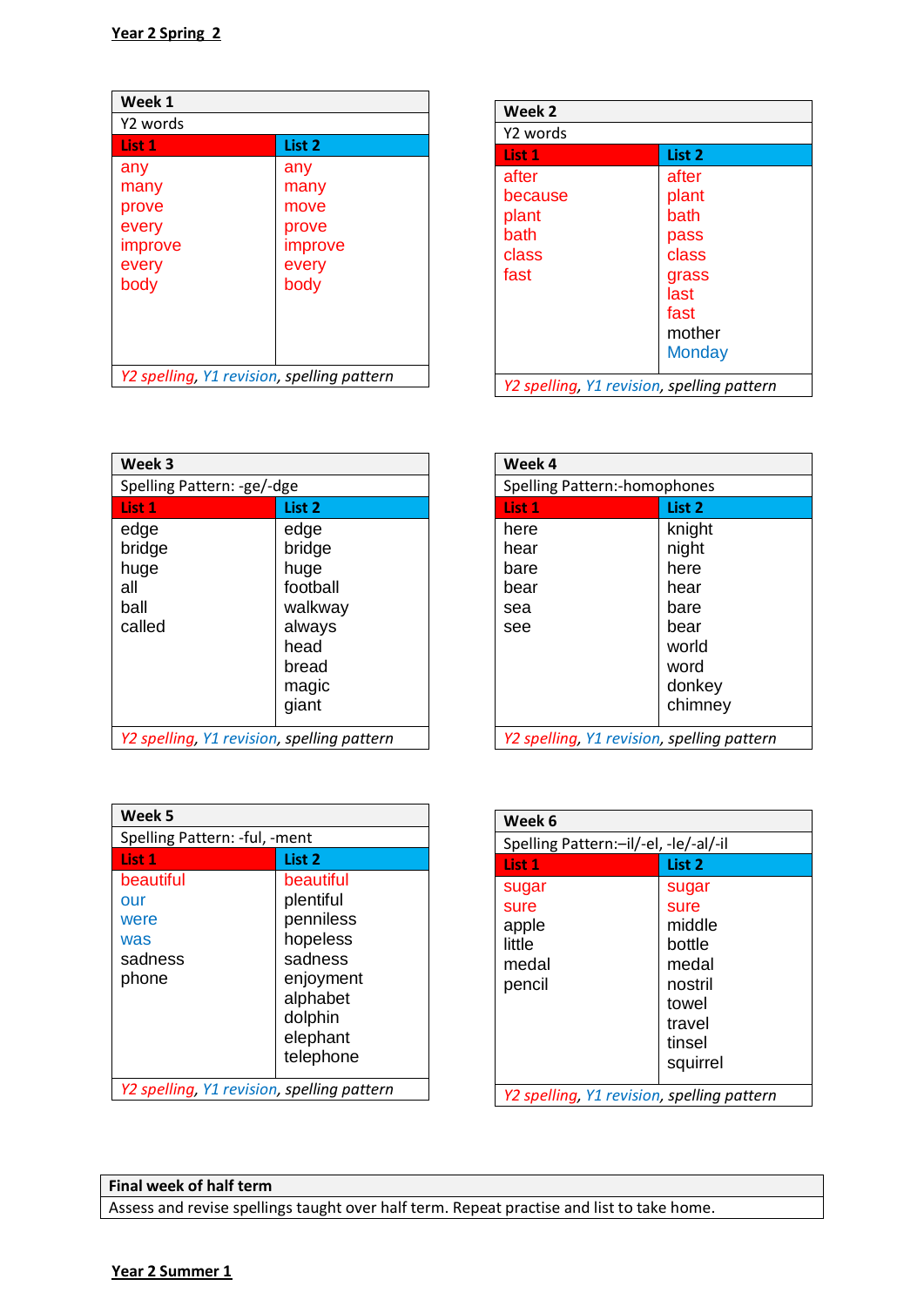**Year 2 Spring 2**

| Week 1 | |
|---|---|
| Y2 words | |
| List 1 | List 2 |
| any | any |
| many | many |
| prove | move |
| every | prove |
| improve | improve |
| every | every |
| body | body |
| *Y2 spelling, Y1 revision, spelling pattern* | |

| Week 2 | |
|---|---|
| Y2 words | |
| List 1 | List 2 |
| after | after |
| because | plant |
| plant | bath |
| bath | pass |
| class | class |
| fast | grass |
| | last |
| | fast |
| | mother |
| | Monday |
| *Y2 spelling, Y1 revision, spelling pattern* | |

| Week 3 | |
|---|---|
| Spelling Pattern: -ge/-dge | |
| List 1 | List 2 |
| edge | edge |
| bridge | bridge |
| huge | huge |
| all | football |
| ball | walkway |
| called | always |
| | head |
| | bread |
| | magic |
| | giant |
| *Y2 spelling, Y1 revision, spelling pattern* | |

| Week 4 | |
|---|---|
| Spelling Pattern:-homophones | |
| List 1 | List 2 |
| here | knight |
| hear | night |
| bare | here |
| bear | hear |
| sea | bare |
| see | bear |
| | world |
| | word |
| | donkey |
| | chimney |
| *Y2 spelling, Y1 revision, spelling pattern* | |

| Week 5 | |
|---|---|
| Spelling Pattern: -ful, -ment | |
| List 1 | List 2 |
| beautiful | beautiful |
| our | plentiful |
| were | penniless |
| was | hopeless |
| sadness | sadness |
| phone | enjoyment |
| | alphabet |
| | dolphin |
| | elephant |
| | telephone |
| *Y2 spelling, Y1 revision, spelling pattern* | |

| Week 6 | |
|---|---|
| Spelling Pattern:–il/-el, -le/-al/-il | |
| List 1 | List 2 |
| sugar | sugar |
| sure | sure |
| apple | middle |
| little | bottle |
| medal | medal |
| pencil | nostril |
| | towel |
| | travel |
| | tinsel |
| | squirrel |
| *Y2 spelling, Y1 revision, spelling pattern* | |

| Final week of half term |
|---|
| Assess and revise spellings taught over half term. Repeat practise and list to take home. |

**Year 2 Summer 1**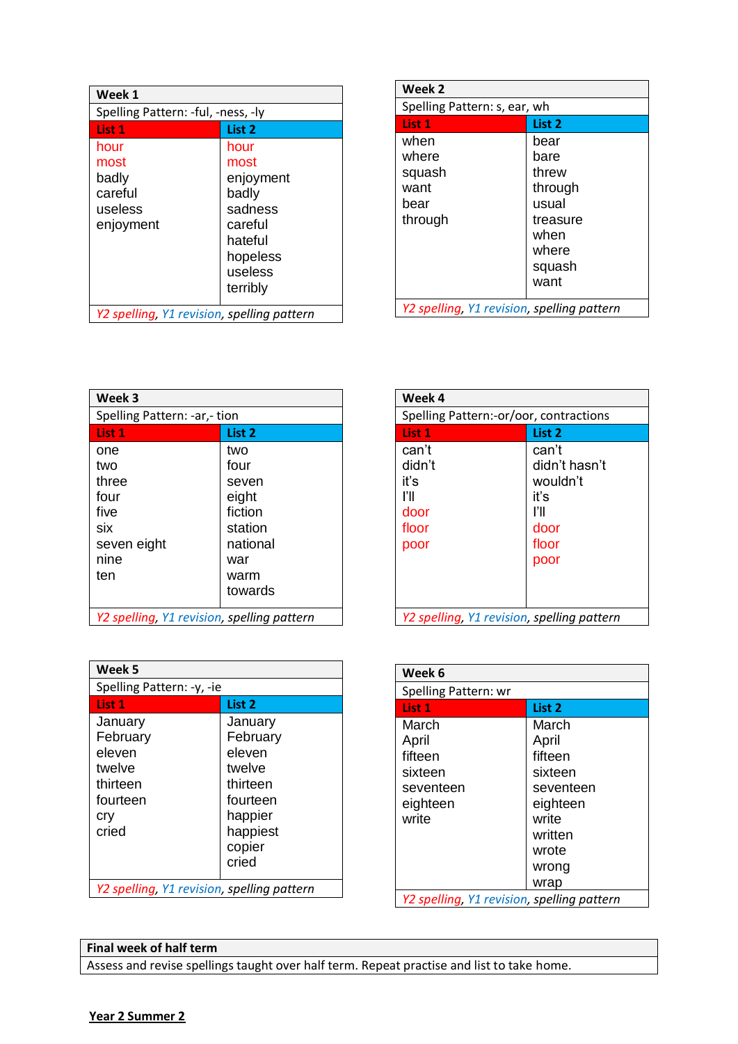### Week 1

Spelling Pattern: -ful, -ness, -ly

| List 1 | List 2 |
| --- | --- |
| hour | hour |
| most | most |
| badly | enjoyment |
| careful | badly |
| useless | sadness |
| enjoyment | careful |
| | hateful |
| | hopeless |
| | useless |
| | terribly |

*Y2 spelling, Y1 revision, spelling pattern*

### Week 2

Spelling Pattern: s, ear, wh

| List 1 | List 2 |
| --- | --- |
| when | bear |
| where | bare |
| squash | threw |
| want | through |
| bear | usual |
| through | treasure |
| | when |
| | where |
| | squash |
| | want |

*Y2 spelling, Y1 revision, spelling pattern*

### Week 3

Spelling Pattern: -ar,- tion

| List 1 | List 2 |
| --- | --- |
| one | two |
| two | four |
| three | seven |
| four | eight |
| five | fiction |
| six | station |
| seven eight | national |
| nine | war |
| ten | warm |
| | towards |

*Y2 spelling, Y1 revision, spelling pattern*

### Week 4

Spelling Pattern:-or/oor, contractions

| List 1 | List 2 |
| --- | --- |
| can't | can't |
| didn't | didn't hasn't |
| it's | wouldn't |
| I'll | it's |
| door | I'll |
| floor | door |
| poor | floor |
| | poor |

*Y2 spelling, Y1 revision, spelling pattern*

### Week 5

Spelling Pattern: -y, -ie

| List 1 | List 2 |
| --- | --- |
| January | January |
| February | February |
| eleven | eleven |
| twelve | twelve |
| thirteen | thirteen |
| fourteen | fourteen |
| cry | happier |
| cried | happiest |
| | copier |
| | cried |

*Y2 spelling, Y1 revision, spelling pattern*

### Week 6

Spelling Pattern: wr

| List 1 | List 2 |
| --- | --- |
| March | March |
| April | April |
| fifteen | fifteen |
| sixteen | sixteen |
| seventeen | seventeen |
| eighteen | eighteen |
| write | write |
| | written |
| | wrote |
| | wrong |
| | wrap |

*Y2 spelling, Y1 revision, spelling pattern*

### Final week of half term

Assess and revise spellings taught over half term. Repeat practise and list to take home.

**Year 2 Summer 2**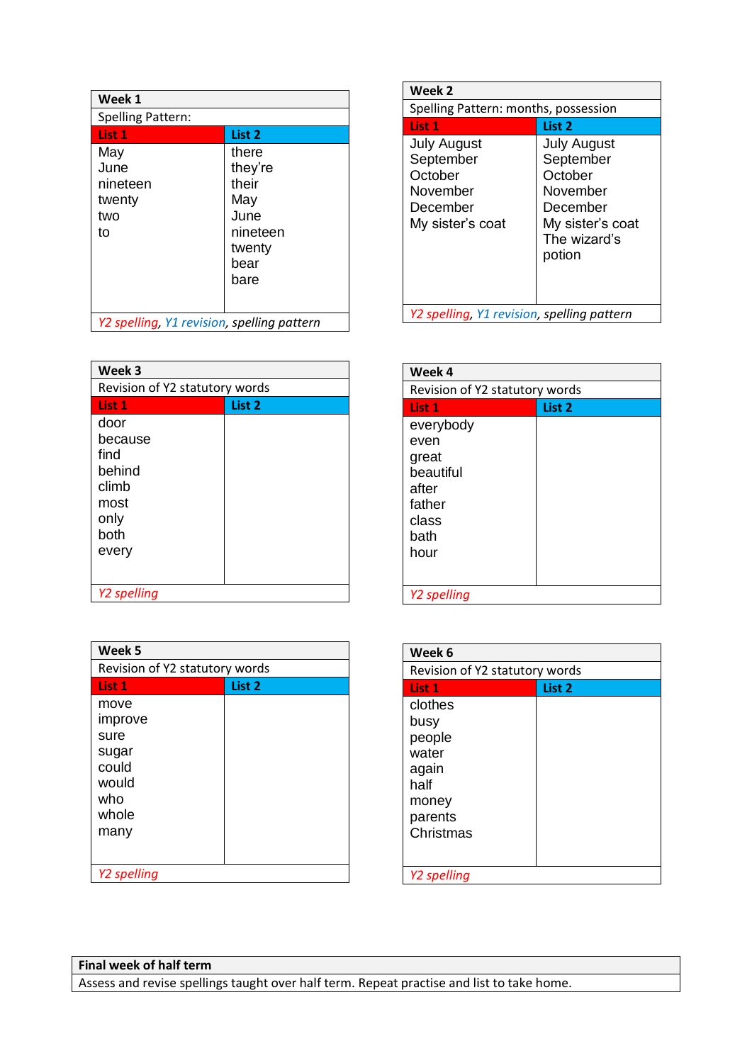**Week 1**

Spelling Pattern:

| List 1 | List 2 |
|---|---|
| May<br>June<br>nineteen<br>twenty<br>two<br>to | there<br>they're<br>their<br>May<br>June<br>nineteen<br>twenty<br>bear<br>bare |

*Y2 spelling, Y1 revision, spelling pattern*

**Week 2**

Spelling Pattern: months, possession

| List 1 | List 2 |
|---|---|
| July August<br>September<br>October<br>November<br>December<br>My sister's coat | July August<br>September<br>October<br>November<br>December<br>My sister's coat<br>The wizard's potion |

*Y2 spelling, Y1 revision, spelling pattern*

**Week 3**

Revision of Y2 statutory words

| List 1 | List 2 |
|---|---|
| door<br>because<br>find<br>behind<br>climb<br>most<br>only<br>both<br>every | |

*Y2 spelling*

**Week 4**

Revision of Y2 statutory words

| List 1 | List 2 |
|---|---|
| everybody<br>even<br>great<br>beautiful<br>after<br>father<br>class<br>bath<br>hour | |

*Y2 spelling*

**Week 5**

Revision of Y2 statutory words

| List 1 | List 2 |
|---|---|
| move<br>improve<br>sure<br>sugar<br>could<br>would<br>who<br>whole<br>many | |

*Y2 spelling*

**Week 6**

Revision of Y2 statutory words

| List 1 | List 2 |
|---|---|
| clothes<br>busy<br>people<br>water<br>again<br>half<br>money<br>parents<br>Christmas | |

*Y2 spelling*

**Final week of half term**

Assess and revise spellings taught over half term. Repeat practise and list to take home.